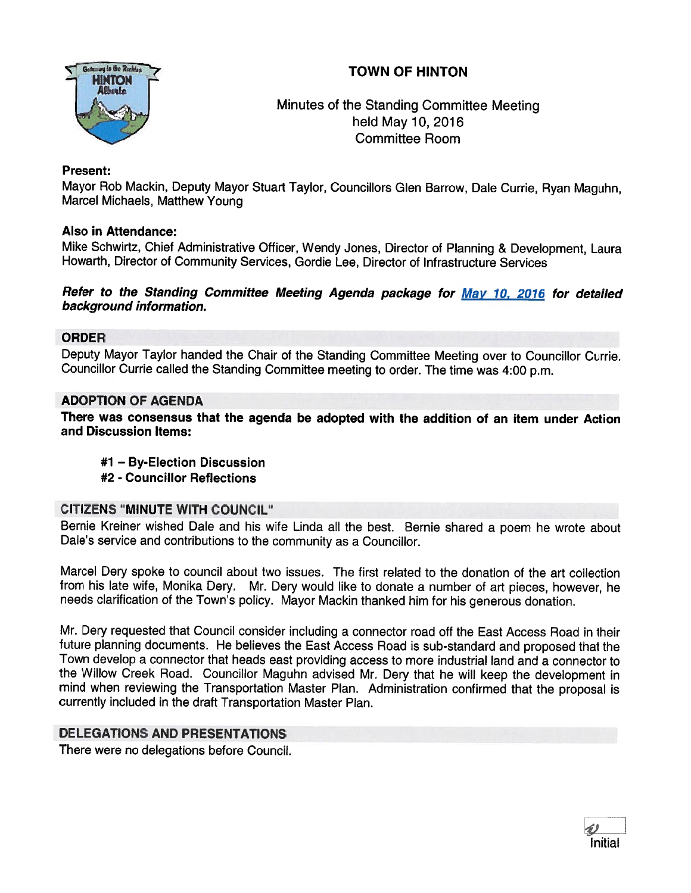# TOWN OF HINTON

Minutes of the Standing Committee Meeting
held May 10, 2016
Committee Room

**Present:**
Mayor Rob Mackin, Deputy Mayor Stuart Taylor, Councillors Glen Barrow, Dale Currie, Ryan Maguhn, Marcel Michaels, Matthew Young

**Also in Attendance:**
Mike Schwirtz, Chief Administrative Officer, Wendy Jones, Director of Planning & Development, Laura Howarth, Director of Community Services, Gordie Lee, Director of Infrastructure Services

***Refer to the Standing Committee Meeting Agenda package for May 10, 2016 for detailed background information.***

## ORDER

Deputy Mayor Taylor handed the Chair of the Standing Committee Meeting over to Councillor Currie. Councillor Currie called the Standing Committee meeting to order. The time was 4:00 p.m.

## ADOPTION OF AGENDA

**There was consensus that the agenda be adopted with the addition of an item under Action and Discussion Items:**

> **#1 – By-Election Discussion**
> **#2 - Councillor Reflections**

## CITIZENS "MINUTE WITH COUNCIL"

Bernie Kreiner wished Dale and his wife Linda all the best. Bernie shared a poem he wrote about Dale's service and contributions to the community as a Councillor.

Marcel Dery spoke to council about two issues. The first related to the donation of the art collection from his late wife, Monika Dery. Mr. Dery would like to donate a number of art pieces, however, he needs clarification of the Town's policy. Mayor Mackin thanked him for his generous donation.

Mr. Dery requested that Council consider including a connector road off the East Access Road in their future planning documents. He believes the East Access Road is sub-standard and proposed that the Town develop a connector that heads east providing access to more industrial land and a connector to the Willow Creek Road. Councillor Maguhn advised Mr. Dery that he will keep the development in mind when reviewing the Transportation Master Plan. Administration confirmed that the proposal is currently included in the draft Transportation Master Plan.

## DELEGATIONS AND PRESENTATIONS

There were no delegations before Council.

Initial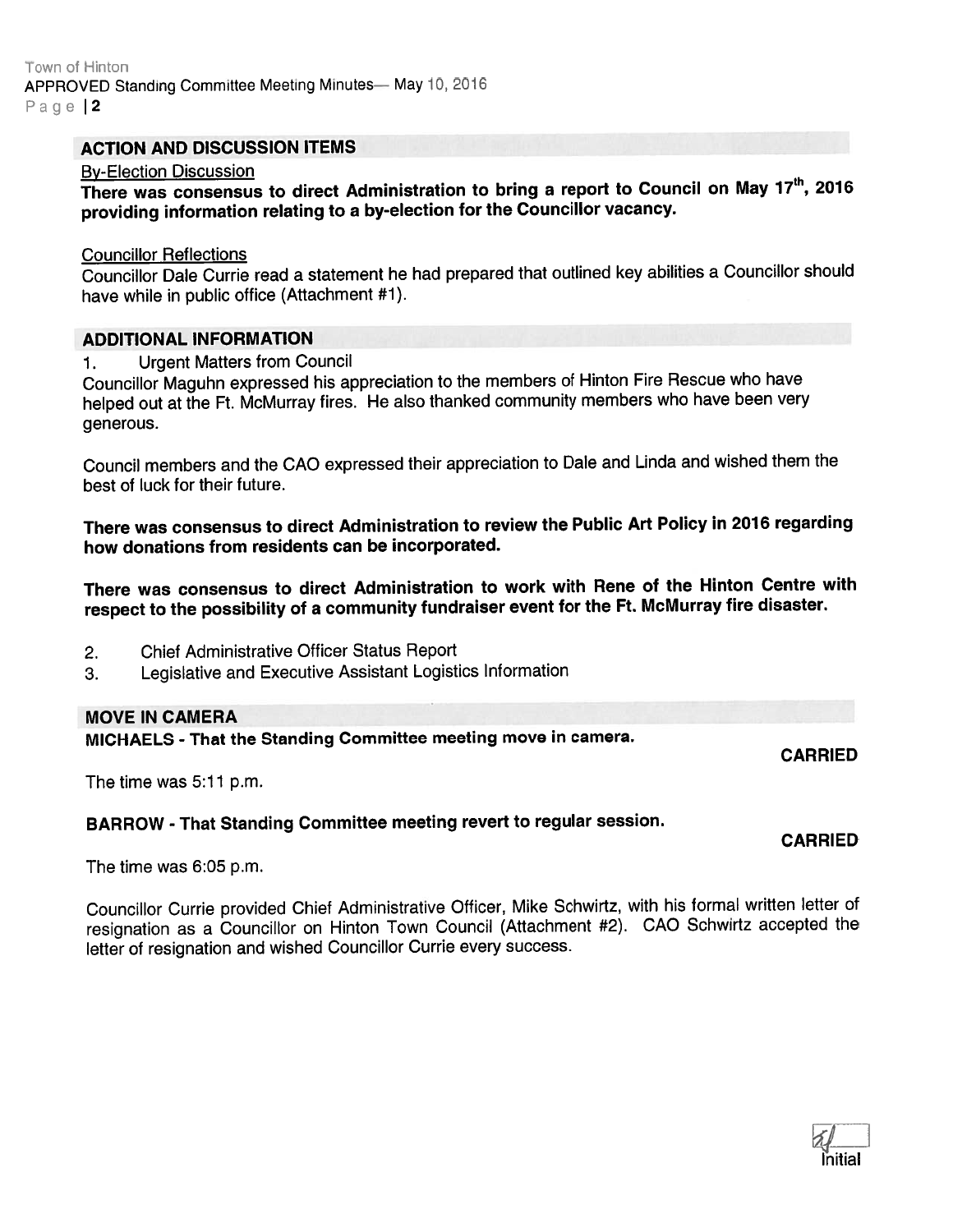## ACTION AND DISCUSSION ITEMS

By-Election Discussion

**There was consensus to direct Administration to bring a report to Council on May 17th, 2016 providing information relating to a by-election for the Councillor vacancy.**

Councillor Reflections

Councillor Dale Currie read a statement he had prepared that outlined key abilities a Councillor should have while in public office (Attachment #1).

## ADDITIONAL INFORMATION

1. Urgent Matters from Council

Councillor Maguhn expressed his appreciation to the members of Hinton Fire Rescue who have helped out at the Ft. McMurray fires. He also thanked community members who have been very generous.

Council members and the CAO expressed their appreciation to Dale and Linda and wished them the best of luck for their future.

**There was consensus to direct Administration to review the Public Art Policy in 2016 regarding how donations from residents can be incorporated.**

**There was consensus to direct Administration to work with Rene of the Hinton Centre with respect to the possibility of a community fundraiser event for the Ft. McMurray fire disaster.**

2. Chief Administrative Officer Status Report
3. Legislative and Executive Assistant Logistics Information

## MOVE IN CAMERA

**MICHAELS - That the Standing Committee meeting move in camera.**

**CARRIED**

The time was 5:11 p.m.

**BARROW - That Standing Committee meeting revert to regular session.**

**CARRIED**

The time was 6:05 p.m.

Councillor Currie provided Chief Administrative Officer, Mike Schwirtz, with his formal written letter of resignation as a Councillor on Hinton Town Council (Attachment #2). CAO Schwirtz accepted the letter of resignation and wished Councillor Currie every success.

Initial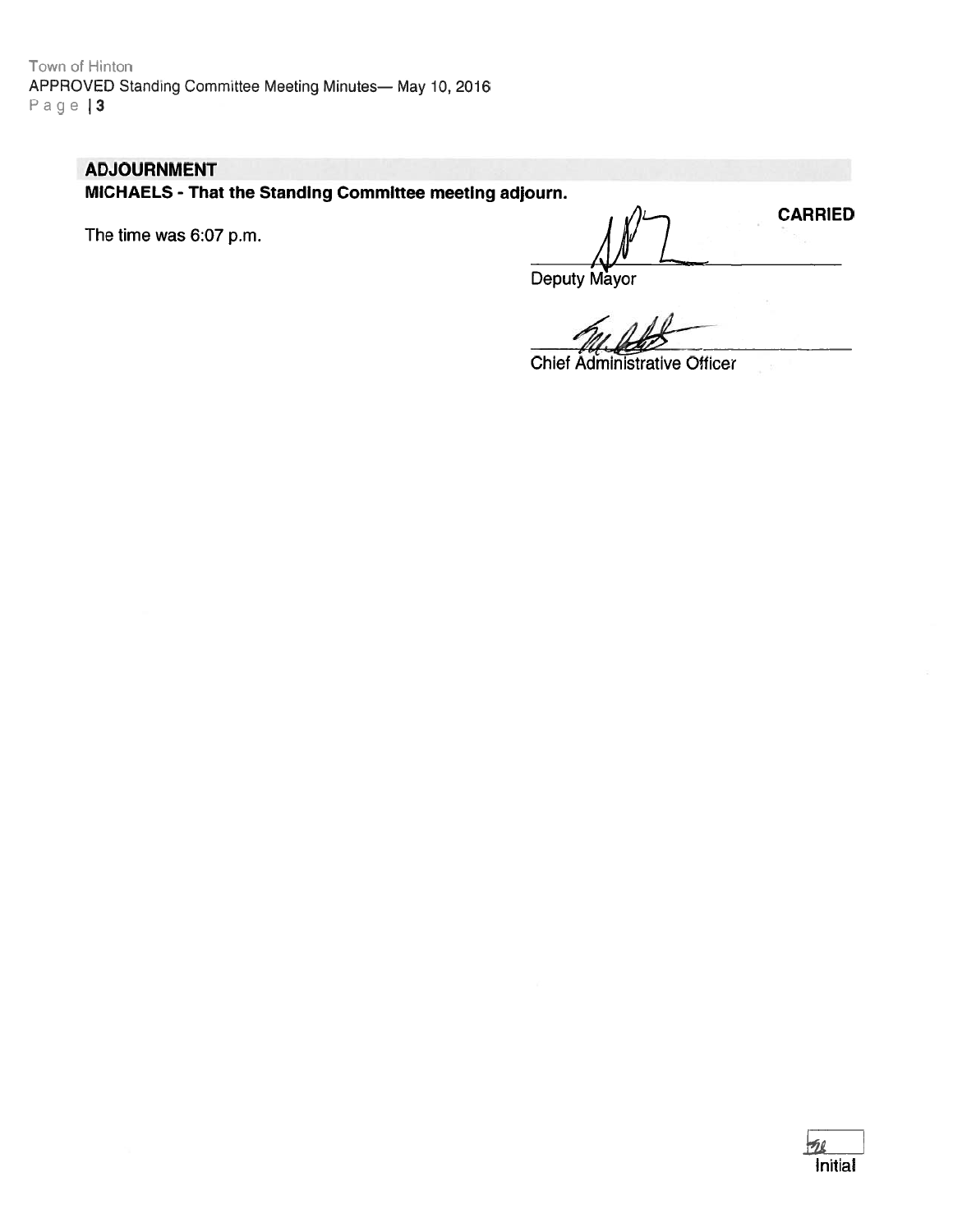## ADJOURNMENT

**MICHAELS - That the Standing Committee meeting adjourn.**

**CARRIED**

The time was 6:07 p.m.

Deputy Mayor

Chief Administrative Officer

Initial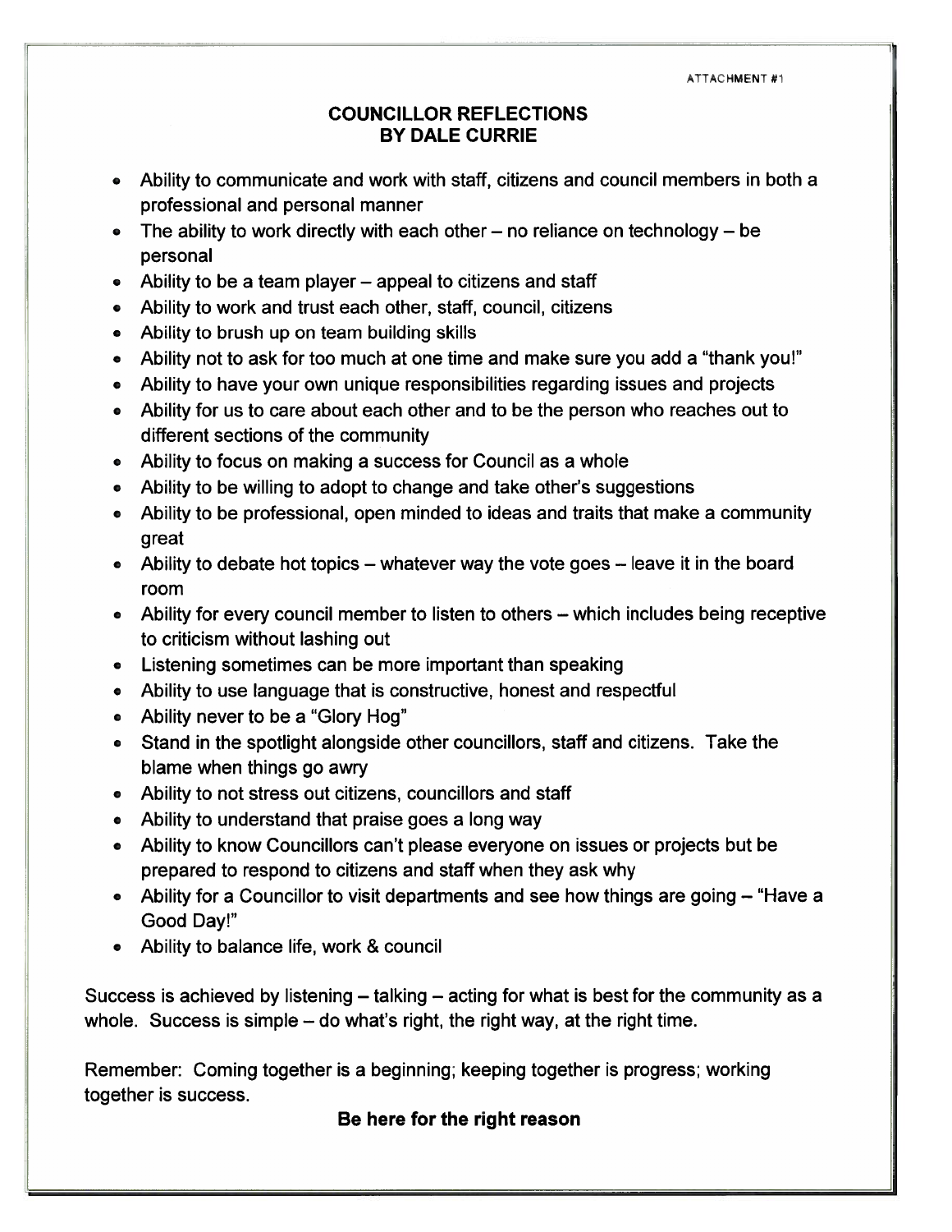ATTACHMENT #1

# COUNCILLOR REFLECTIONS
## BY DALE CURRIE

- Ability to communicate and work with staff, citizens and council members in both a professional and personal manner
- The ability to work directly with each other – no reliance on technology – be personal
- Ability to be a team player – appeal to citizens and staff
- Ability to work and trust each other, staff, council, citizens
- Ability to brush up on team building skills
- Ability not to ask for too much at one time and make sure you add a "thank you!"
- Ability to have your own unique responsibilities regarding issues and projects
- Ability for us to care about each other and to be the person who reaches out to different sections of the community
- Ability to focus on making a success for Council as a whole
- Ability to be willing to adopt to change and take other's suggestions
- Ability to be professional, open minded to ideas and traits that make a community great
- Ability to debate hot topics – whatever way the vote goes – leave it in the board room
- Ability for every council member to listen to others – which includes being receptive to criticism without lashing out
- Listening sometimes can be more important than speaking
- Ability to use language that is constructive, honest and respectful
- Ability never to be a "Glory Hog"
- Stand in the spotlight alongside other councillors, staff and citizens. Take the blame when things go awry
- Ability to not stress out citizens, councillors and staff
- Ability to understand that praise goes a long way
- Ability to know Councillors can't please everyone on issues or projects but be prepared to respond to citizens and staff when they ask why
- Ability for a Councillor to visit departments and see how things are going – "Have a Good Day!"
- Ability to balance life, work & council

Success is achieved by listening – talking – acting for what is best for the community as a whole. Success is simple – do what's right, the right way, at the right time.

Remember: Coming together is a beginning; keeping together is progress; working together is success.

**Be here for the right reason**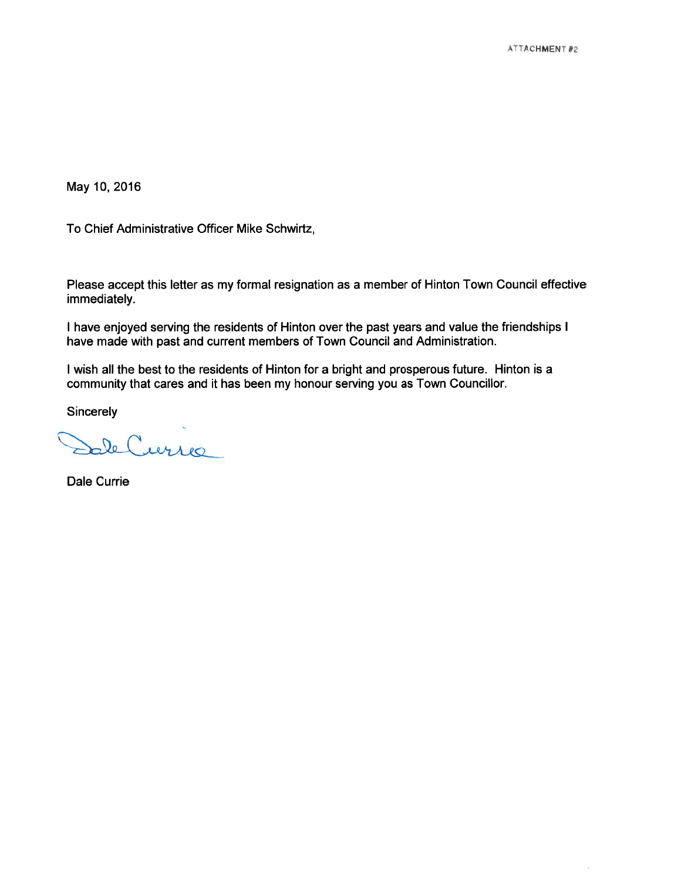ATTACHMENT #2

May 10, 2016

To Chief Administrative Officer Mike Schwirtz,

Please accept this letter as my formal resignation as a member of Hinton Town Council effective immediately.

I have enjoyed serving the residents of Hinton over the past years and value the friendships I have made with past and current members of Town Council and Administration.

I wish all the best to the residents of Hinton for a bright and prosperous future. Hinton is a community that cares and it has been my honour serving you as Town Councillor.

Sincerely

Dale Currie

Dale Currie